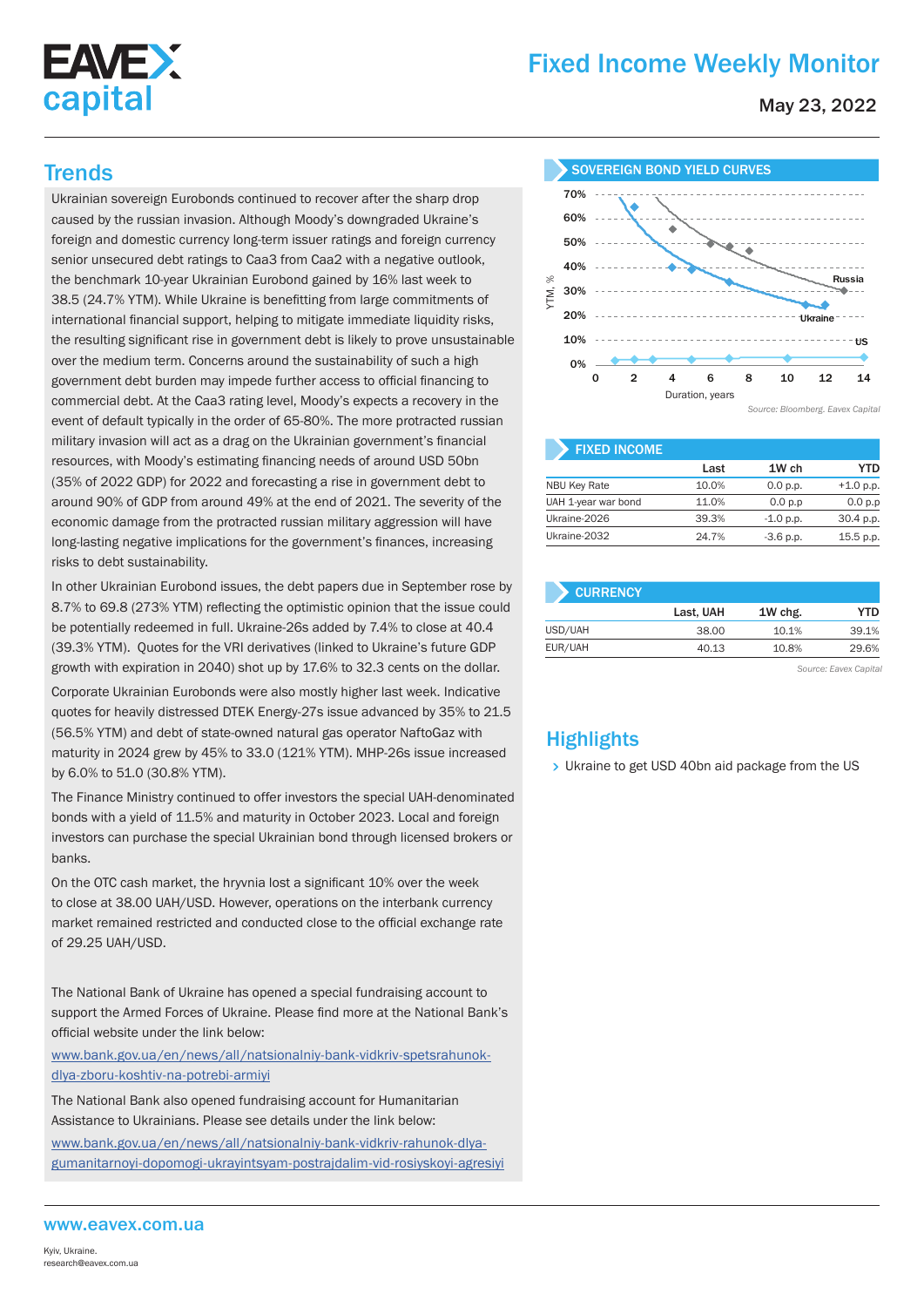# Fixed Income Weekly Monitor

May 23, 2022

## Trends

Ukrainian sovereign Eurobonds continued to recover after the sharp drop caused by the russian invasion. Although Moody's downgraded Ukraine's foreign and domestic currency long-term issuer ratings and foreign currency senior unsecured debt ratings to Caa3 from Caa2 with a negative outlook, the benchmark 10-year Ukrainian Eurobond gained by 16% last week to 38.5 (24.7% YTM). While Ukraine is benefitting from large commitments of international financial support, helping to mitigate immediate liquidity risks, the resulting significant rise in government debt is likely to prove unsustainable over the medium term. Concerns around the sustainability of such a high government debt burden may impede further access to official financing to commercial debt. At the Caa3 rating level, Moody's expects a recovery in the event of default typically in the order of 65-80%. The more protracted russian military invasion will act as a drag on the Ukrainian government's financial resources, with Moody's estimating financing needs of around USD 50bn (35% of 2022 GDP) for 2022 and forecasting a rise in government debt to around 90% of GDP from around 49% at the end of 2021. The severity of the economic damage from the protracted russian military aggression will have long-lasting negative implications for the government's finances, increasing risks to debt sustainability.

In other Ukrainian Eurobond issues, the debt papers due in September rose by 8.7% to 69.8 (273% YTM) reflecting the optimistic opinion that the issue could be potentially redeemed in full. Ukraine-26s added by 7.4% to close at 40.4 (39.3% YTM). Quotes for the VRI derivatives (linked to Ukraine's future GDP growth with expiration in 2040) shot up by 17.6% to 32.3 cents on the dollar.

Corporate Ukrainian Eurobonds were also mostly higher last week. Indicative quotes for heavily distressed DTEK Energy-27s issue advanced by 35% to 21.5 (56.5% YTM) and debt of state-owned natural gas operator NaftoGaz with maturity in 2024 grew by 45% to 33.0 (121% YTM). MHP-26s issue increased by 6.0% to 51.0 (30.8% YTM).

The Finance Ministry continued to offer investors the special UAH-denominated bonds with a yield of 11.5% and maturity in October 2023. Local and foreign investors can purchase the special Ukrainian bond through licensed brokers or banks.

On the OTC cash market, the hryvnia lost a significant 10% over the week to close at 38.00 UAH/USD. However, operations on the interbank currency market remained restricted and conducted close to the official exchange rate of 29.25 UAH/USD.

The National Bank of Ukraine has opened a special fundraising account to support the Armed Forces of Ukraine. Please find more at the National Bank's official website under the link below:

www.bank.gov.ua/en/news/all/natsionalniy-bank-vidkriv-spetsrahunok-dlya-zboru-koshtiv-na-potrebi-armiyi

The National Bank also opened fundraising account for Humanitarian Assistance to Ukrainians. Please see details under the link below:

www.bank.gov.ua/en/news/all/natsionalniy-bank-vidkriv-rahunok-dlya-gumanitarnoyi-dopomogi-ukrayintsyam-postrajdalim-vid-rosiyskoyi-agresiyi

### SOVEREIGN BOND YIELD CURVES

*Source: Bloomberg. Eavex Capital*

### FIXED INCOME

| | Last | 1W ch | YTD |
|---|---|---|---|
| NBU Key Rate | 10.0% | 0.0 p.p. | +1.0 p.p. |
| UAH 1-year war bond | 11.0% | 0.0 p.p | 0.0 p.p |
| Ukraine-2026 | 39.3% | -1.0 p.p. | 30.4 p.p. |
| Ukraine-2032 | 24.7% | -3.6 p.p. | 15.5 p.p. |

### CURRENCY

| | Last, UAH | 1W chg. | YTD |
|---|---|---|---|
| USD/UAH | 38.00 | 10.1% | 39.1% |
| EUR/UAH | 40.13 | 10.8% | 29.6% |

*Source: Eavex Capital*

## Highlights

- Ukraine to get USD 40bn aid package from the US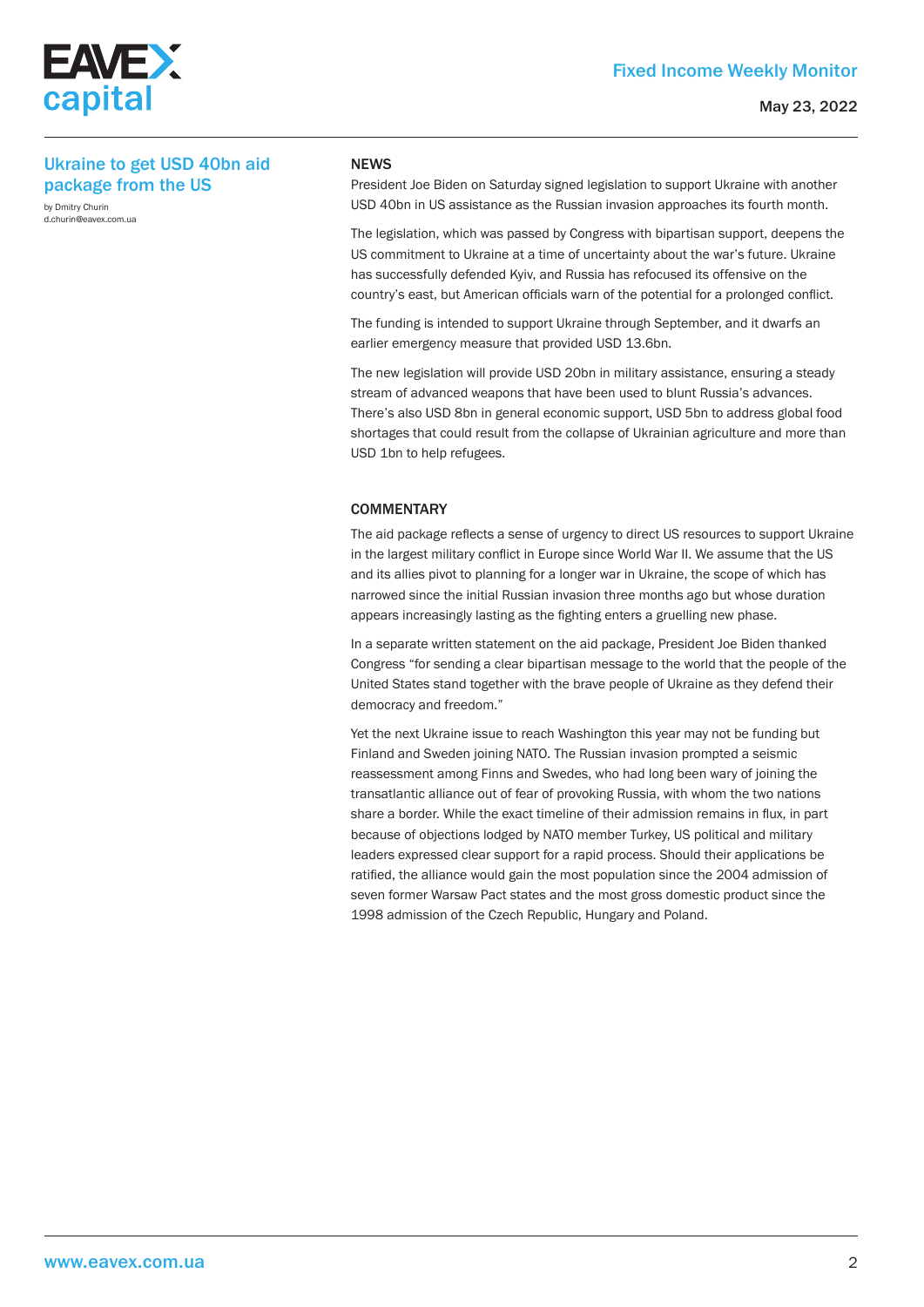## Ukraine to get USD 40bn aid package from the US

by Dmitry Churin
d.churin@eavex.com.ua

### NEWS

President Joe Biden on Saturday signed legislation to support Ukraine with another USD 40bn in US assistance as the Russian invasion approaches its fourth month.

The legislation, which was passed by Congress with bipartisan support, deepens the US commitment to Ukraine at a time of uncertainty about the war's future. Ukraine has successfully defended Kyiv, and Russia has refocused its offensive on the country's east, but American officials warn of the potential for a prolonged conflict.

The funding is intended to support Ukraine through September, and it dwarfs an earlier emergency measure that provided USD 13.6bn.

The new legislation will provide USD 20bn in military assistance, ensuring a steady stream of advanced weapons that have been used to blunt Russia's advances. There's also USD 8bn in general economic support, USD 5bn to address global food shortages that could result from the collapse of Ukrainian agriculture and more than USD 1bn to help refugees.

### COMMENTARY

The aid package reflects a sense of urgency to direct US resources to support Ukraine in the largest military conflict in Europe since World War II. We assume that the US and its allies pivot to planning for a longer war in Ukraine, the scope of which has narrowed since the initial Russian invasion three months ago but whose duration appears increasingly lasting as the fighting enters a gruelling new phase.

In a separate written statement on the aid package, President Joe Biden thanked Congress "for sending a clear bipartisan message to the world that the people of the United States stand together with the brave people of Ukraine as they defend their democracy and freedom."

Yet the next Ukraine issue to reach Washington this year may not be funding but Finland and Sweden joining NATO. The Russian invasion prompted a seismic reassessment among Finns and Swedes, who had long been wary of joining the transatlantic alliance out of fear of provoking Russia, with whom the two nations share a border. While the exact timeline of their admission remains in flux, in part because of objections lodged by NATO member Turkey, US political and military leaders expressed clear support for a rapid process. Should their applications be ratified, the alliance would gain the most population since the 2004 admission of seven former Warsaw Pact states and the most gross domestic product since the 1998 admission of the Czech Republic, Hungary and Poland.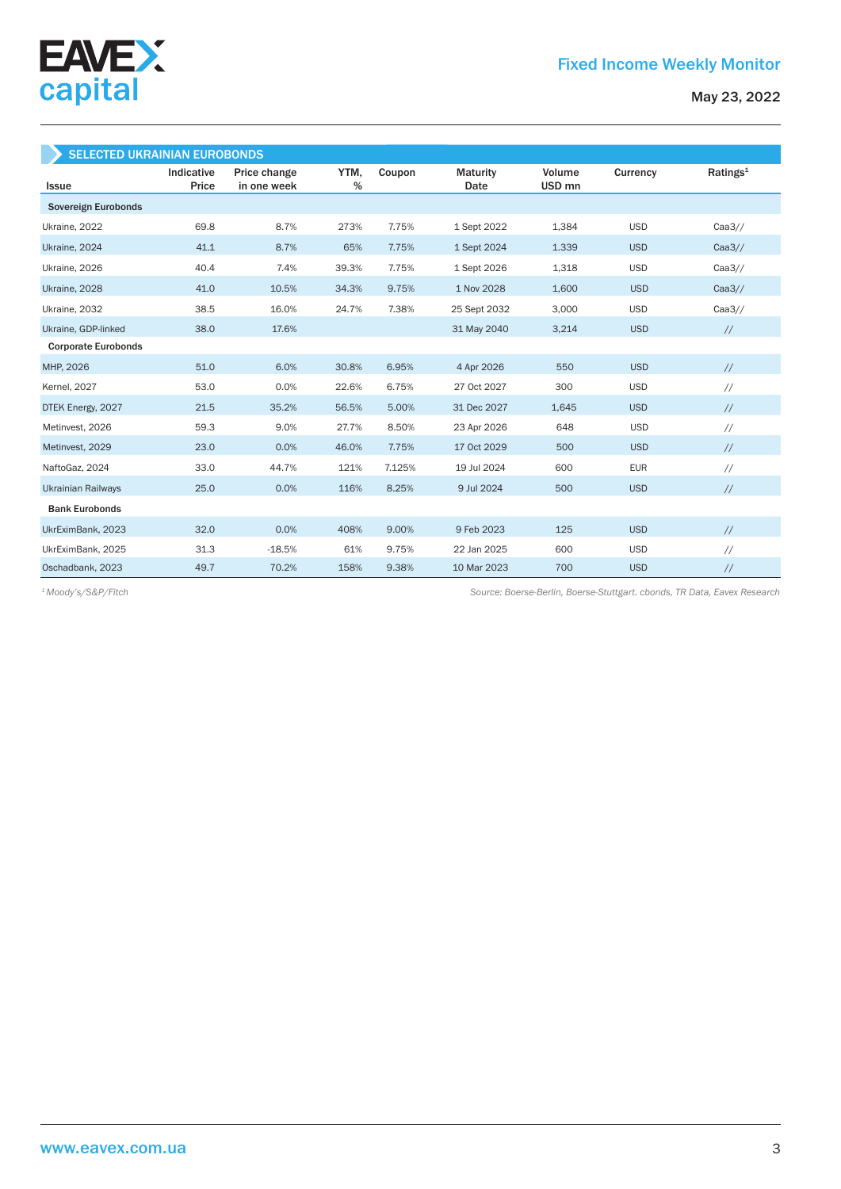## SELECTED UKRAINIAN EUROBONDS

| Issue | Indicative Price | Price change in one week | YTM, % | Coupon | Maturity Date | Volume USD mn | Currency | Ratings[1] |
|---|---|---|---|---|---|---|---|---|
| **Sovereign Eurobonds** | | | | | | | | |
| Ukraine, 2022 | 69.8 | 8.7% | 273% | 7.75% | 1 Sept 2022 | 1,384 | USD | Caa3// |
| Ukraine, 2024 | 41.1 | 8.7% | 65% | 7.75% | 1 Sept 2024 | 1.339 | USD | Caa3// |
| Ukraine, 2026 | 40.4 | 7.4% | 39.3% | 7.75% | 1 Sept 2026 | 1,318 | USD | Caa3// |
| Ukraine, 2028 | 41.0 | 10.5% | 34.3% | 9.75% | 1 Nov 2028 | 1,600 | USD | Caa3// |
| Ukraine, 2032 | 38.5 | 16.0% | 24.7% | 7.38% | 25 Sept 2032 | 3,000 | USD | Caa3// |
| Ukraine, GDP-linked | 38.0 | 17.6% | | | 31 May 2040 | 3,214 | USD | // |
| **Corporate Eurobonds** | | | | | | | | |
| MHP, 2026 | 51.0 | 6.0% | 30.8% | 6.95% | 4 Apr 2026 | 550 | USD | // |
| Kernel, 2027 | 53.0 | 0.0% | 22.6% | 6.75% | 27 Oct 2027 | 300 | USD | // |
| DTEK Energy, 2027 | 21.5 | 35.2% | 56.5% | 5.00% | 31 Dec 2027 | 1,645 | USD | // |
| Metinvest, 2026 | 59.3 | 9.0% | 27.7% | 8.50% | 23 Apr 2026 | 648 | USD | // |
| Metinvest, 2029 | 23.0 | 0.0% | 46.0% | 7.75% | 17 Oct 2029 | 500 | USD | // |
| NaftoGaz, 2024 | 33.0 | 44.7% | 121% | 7.125% | 19 Jul 2024 | 600 | EUR | // |
| Ukrainian Railways | 25.0 | 0.0% | 116% | 8.25% | 9 Jul 2024 | 500 | USD | // |
| **Bank Eurobonds** | | | | | | | | |
| UkrEximBank, 2023 | 32.0 | 0.0% | 408% | 9.00% | 9 Feb 2023 | 125 | USD | // |
| UkrEximBank, 2025 | 31.3 | -18.5% | 61% | 9.75% | 22 Jan 2025 | 600 | USD | // |
| Oschadbank, 2023 | 49.7 | 70.2% | 158% | 9.38% | 10 Mar 2023 | 700 | USD | // |

*[1] Moody's/S&P/Fitch*

*Source: Boerse-Berlin, Boerse-Stuttgart. cbonds, TR Data, Eavex Research*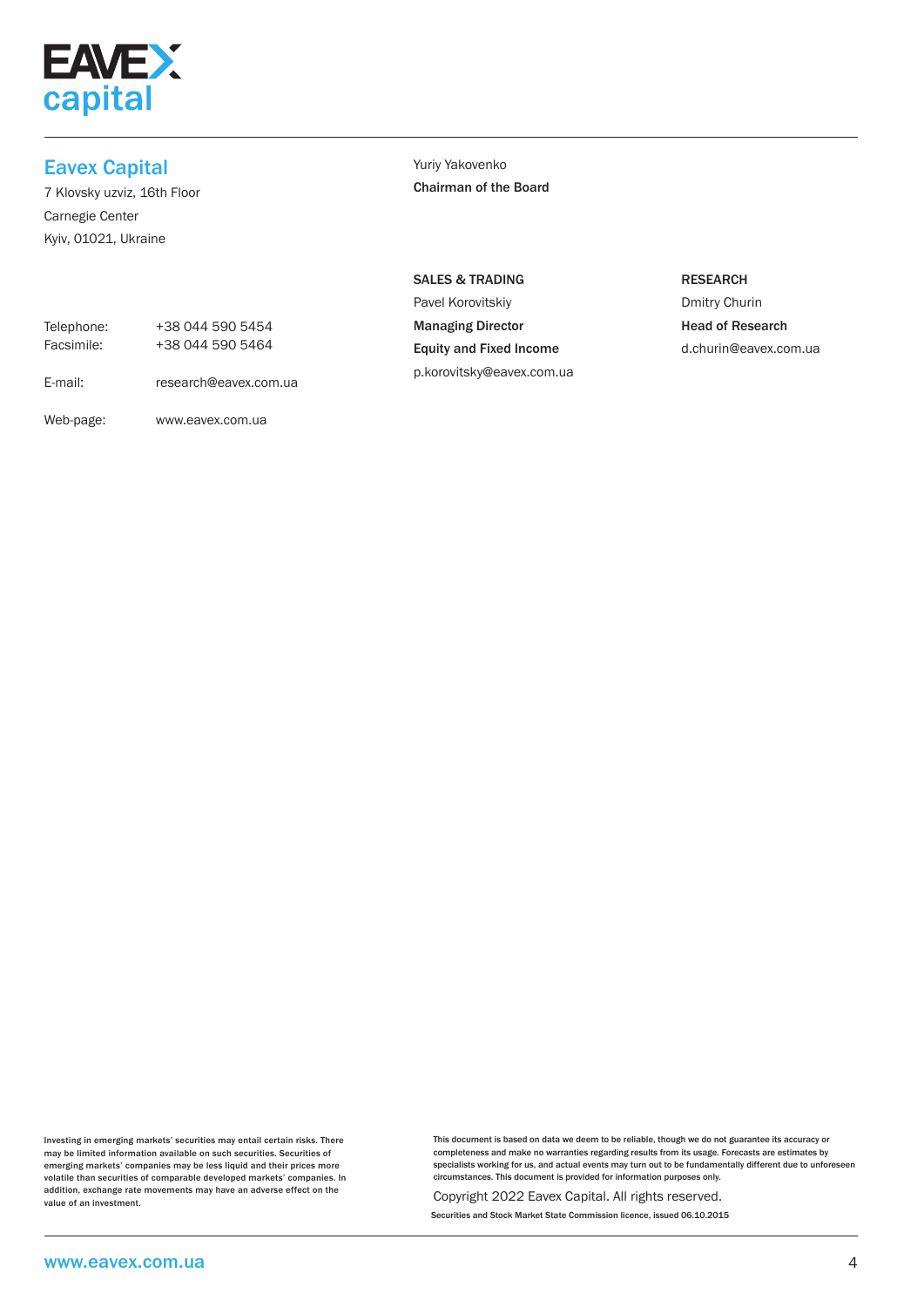EAVEX capital

## Eavex Capital

7 Klovsky uzviz, 16th Floor
Carnegie Center
Kyiv, 01021, Ukraine

| | |
|---|---|
| Telephone: | +38 044 590 5454 |
| Facsimile: | +38 044 590 5464 |
| E-mail: | research@eavex.com.ua |
| Web-page: | www.eavex.com.ua |

Yuriy Yakovenko
**Chairman of the Board**

**SALES & TRADING**
Pavel Korovitskiy
**Managing Director**
**Equity and Fixed Income**
p.korovitsky@eavex.com.ua

**RESEARCH**
Dmitry Churin
**Head of Research**
d.churin@eavex.com.ua

Investing in emerging markets' securities may entail certain risks. There may be limited information available on such securities. Securities of emerging markets' companies may be less liquid and their prices more volatile than securities of comparable developed markets' companies. In addition, exchange rate movements may have an adverse effect on the value of an investment.

This document is based on data we deem to be reliable, though we do not guarantee its accuracy or completeness and make no warranties regarding results from its usage. Forecasts are estimates by specialists working for us, and actual events may turn out to be fundamentally different due to unforeseen circumstances. This document is provided for information purposes only.

Copyright 2022 Eavex Capital. All rights reserved.

Securities and Stock Market State Commission licence, issued 06.10.2015